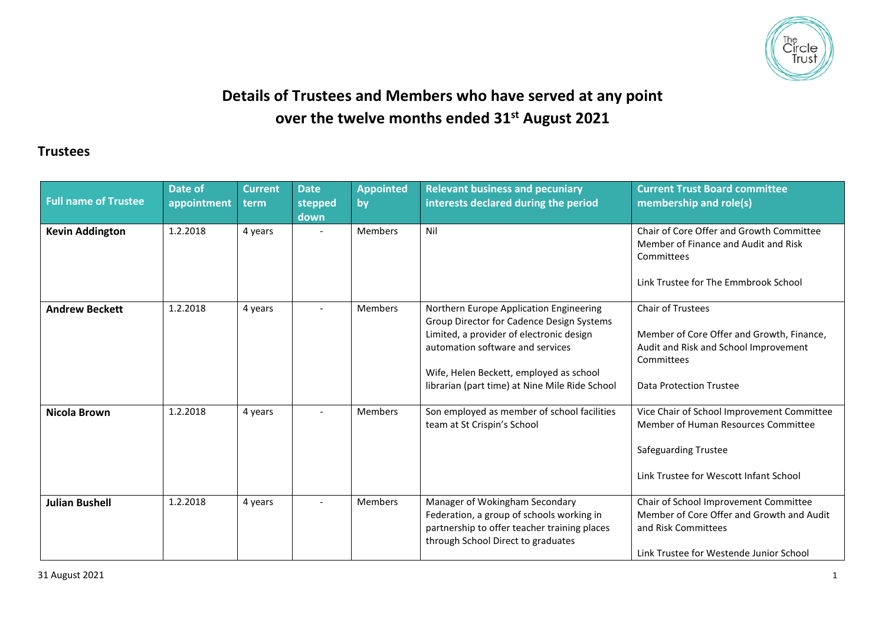# Details of Trustees and Members who have served at any point over the twelve months ended 31st August 2021

## Trustees

| Full name of Trustee | Date of appointment | Current term | Date stepped down | Appointed by | Relevant business and pecuniary interests declared during the period | Current Trust Board committee membership and role(s) |
|---|---|---|---|---|---|---|
| **Kevin Addington** | 1.2.2018 | 4 years | - | Members | Nil | Chair of Core Offer and Growth Committee<br>Member of Finance and Audit and Risk Committees<br><br>Link Trustee for The Emmbrook School |
| **Andrew Beckett** | 1.2.2018 | 4 years | - | Members | Northern Europe Application Engineering Group Director for Cadence Design Systems Limited, a provider of electronic design automation software and services<br><br>Wife, Helen Beckett, employed as school librarian (part time) at Nine Mile Ride School | Chair of Trustees<br><br>Member of Core Offer and Growth, Finance, Audit and Risk and School Improvement Committees<br><br>Data Protection Trustee |
| **Nicola Brown** | 1.2.2018 | 4 years | - | Members | Son employed as member of school facilities team at St Crispin's School | Vice Chair of School Improvement Committee<br>Member of Human Resources Committee<br><br>Safeguarding Trustee<br><br>Link Trustee for Wescott Infant School |
| **Julian Bushell** | 1.2.2018 | 4 years | - | Members | Manager of Wokingham Secondary Federation, a group of schools working in partnership to offer teacher training places through School Direct to graduates | Chair of School Improvement Committee<br>Member of Core Offer and Growth and Audit and Risk Committees<br><br>Link Trustee for Westende Junior School |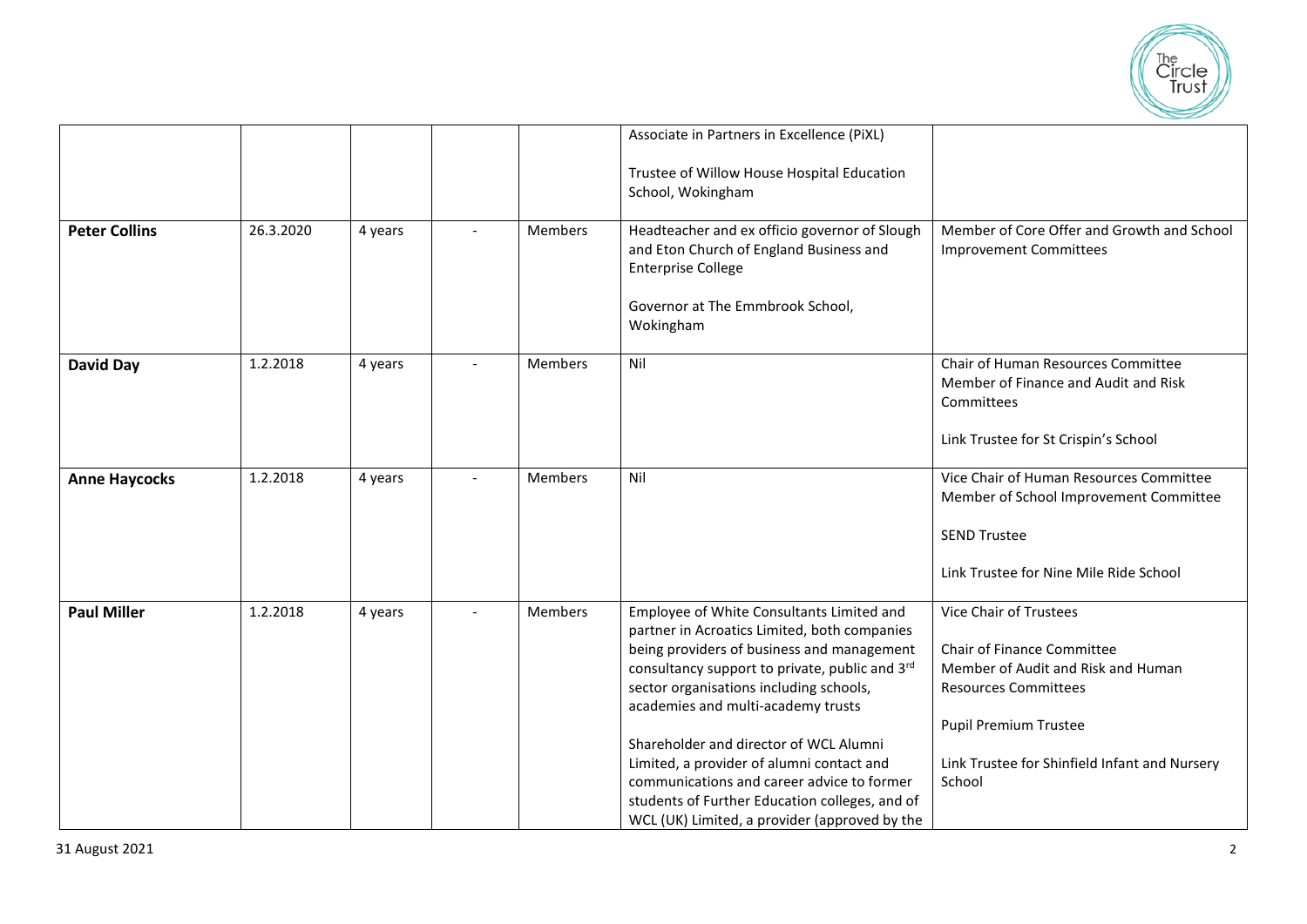| | | | | | | |
|---|---|---|---|---|---|---|
| | | | | | Associate in Partners in Excellence (PiXL)<br><br>Trustee of Willow House Hospital Education School, Wokingham | |
| **Peter Collins** | 26.3.2020 | 4 years | - | Members | Headteacher and ex officio governor of Slough and Eton Church of England Business and Enterprise College<br><br>Governor at The Emmbrook School, Wokingham | Member of Core Offer and Growth and School Improvement Committees |
| **David Day** | 1.2.2018 | 4 years | - | Members | Nil | Chair of Human Resources Committee<br>Member of Finance and Audit and Risk Committees<br><br>Link Trustee for St Crispin's School |
| **Anne Haycocks** | 1.2.2018 | 4 years | - | Members | Nil | Vice Chair of Human Resources Committee<br>Member of School Improvement Committee<br><br>SEND Trustee<br><br>Link Trustee for Nine Mile Ride School |
| **Paul Miller** | 1.2.2018 | 4 years | - | Members | Employee of White Consultants Limited and partner in Acroatics Limited, both companies being providers of business and management consultancy support to private, public and 3rd sector organisations including schools, academies and multi-academy trusts<br><br>Shareholder and director of WCL Alumni Limited, a provider of alumni contact and communications and career advice to former students of Further Education colleges, and of WCL (UK) Limited, a provider (approved by the | Vice Chair of Trustees<br><br>Chair of Finance Committee<br>Member of Audit and Risk and Human Resources Committees<br><br>Pupil Premium Trustee<br><br>Link Trustee for Shinfield Infant and Nursery School |

31 August 2021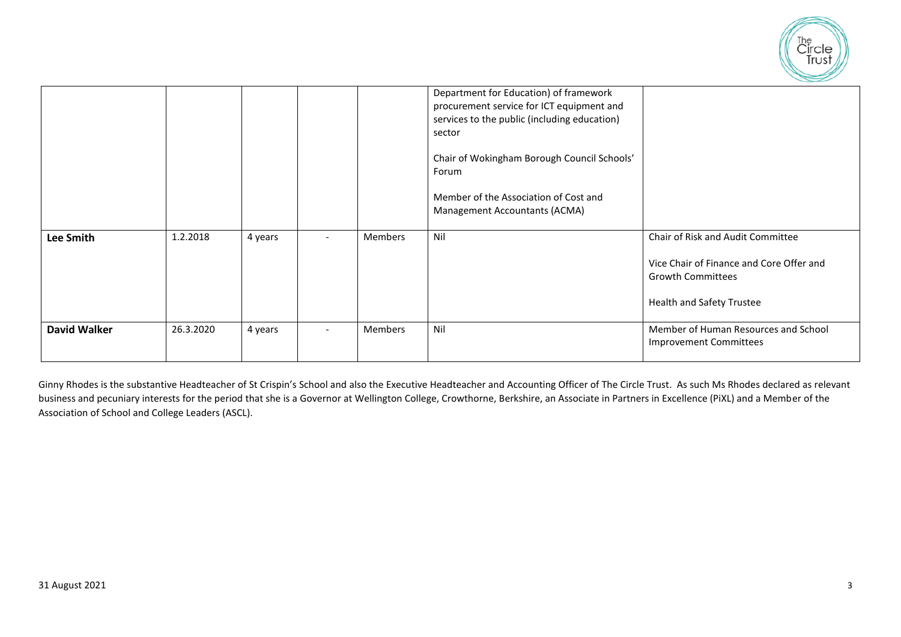| | | | | | | |
|---|---|---|---|---|---|---|
| | | | | | Department for Education) of framework procurement service for ICT equipment and services to the public (including education) sector<br><br>Chair of Wokingham Borough Council Schools' Forum<br><br>Member of the Association of Cost and Management Accountants (ACMA) | |
| **Lee Smith** | 1.2.2018 | 4 years | - | Members | Nil | Chair of Risk and Audit Committee<br><br>Vice Chair of Finance and Core Offer and Growth Committees<br><br>Health and Safety Trustee |
| **David Walker** | 26.3.2020 | 4 years | - | Members | Nil | Member of Human Resources and School Improvement Committees |

Ginny Rhodes is the substantive Headteacher of St Crispin's School and also the Executive Headteacher and Accounting Officer of The Circle Trust. As such Ms Rhodes declared as relevant business and pecuniary interests for the period that she is a Governor at Wellington College, Crowthorne, Berkshire, an Associate in Partners in Excellence (PiXL) and a Member of the Association of School and College Leaders (ASCL).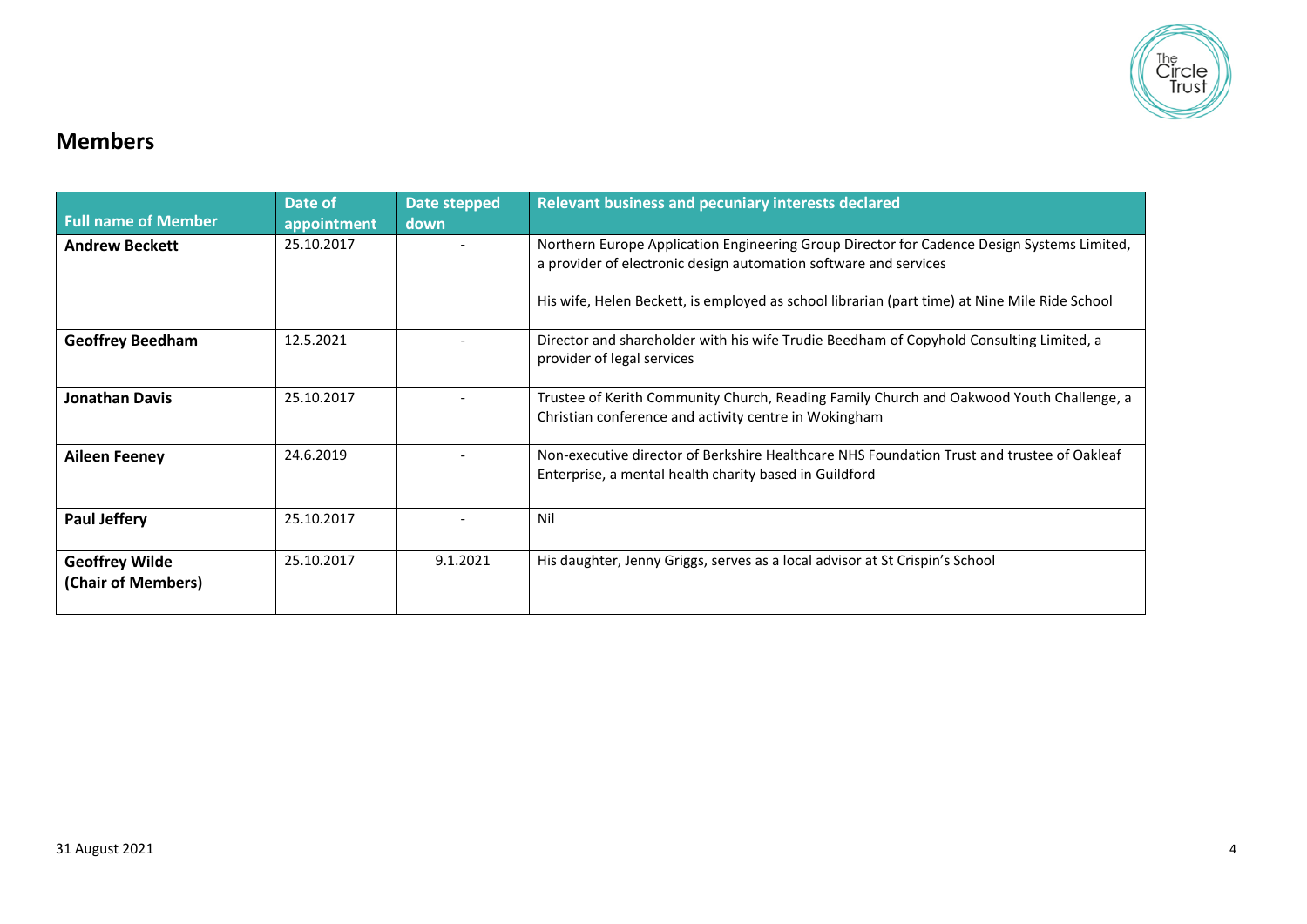## Members

| Full name of Member | Date of appointment | Date stepped down | Relevant business and pecuniary interests declared |
|---|---|---|---|
| **Andrew Beckett** | 25.10.2017 | - | Northern Europe Application Engineering Group Director for Cadence Design Systems Limited, a provider of electronic design automation software and services<br><br>His wife, Helen Beckett, is employed as school librarian (part time) at Nine Mile Ride School |
| **Geoffrey Beedham** | 12.5.2021 | - | Director and shareholder with his wife Trudie Beedham of Copyhold Consulting Limited, a provider of legal services |
| **Jonathan Davis** | 25.10.2017 | - | Trustee of Kerith Community Church, Reading Family Church and Oakwood Youth Challenge, a Christian conference and activity centre in Wokingham |
| **Aileen Feeney** | 24.6.2019 | - | Non-executive director of Berkshire Healthcare NHS Foundation Trust and trustee of Oakleaf Enterprise, a mental health charity based in Guildford |
| **Paul Jeffery** | 25.10.2017 | - | Nil |
| **Geoffrey Wilde (Chair of Members)** | 25.10.2017 | 9.1.2021 | His daughter, Jenny Griggs, serves as a local advisor at St Crispin's School |

31 August 2021